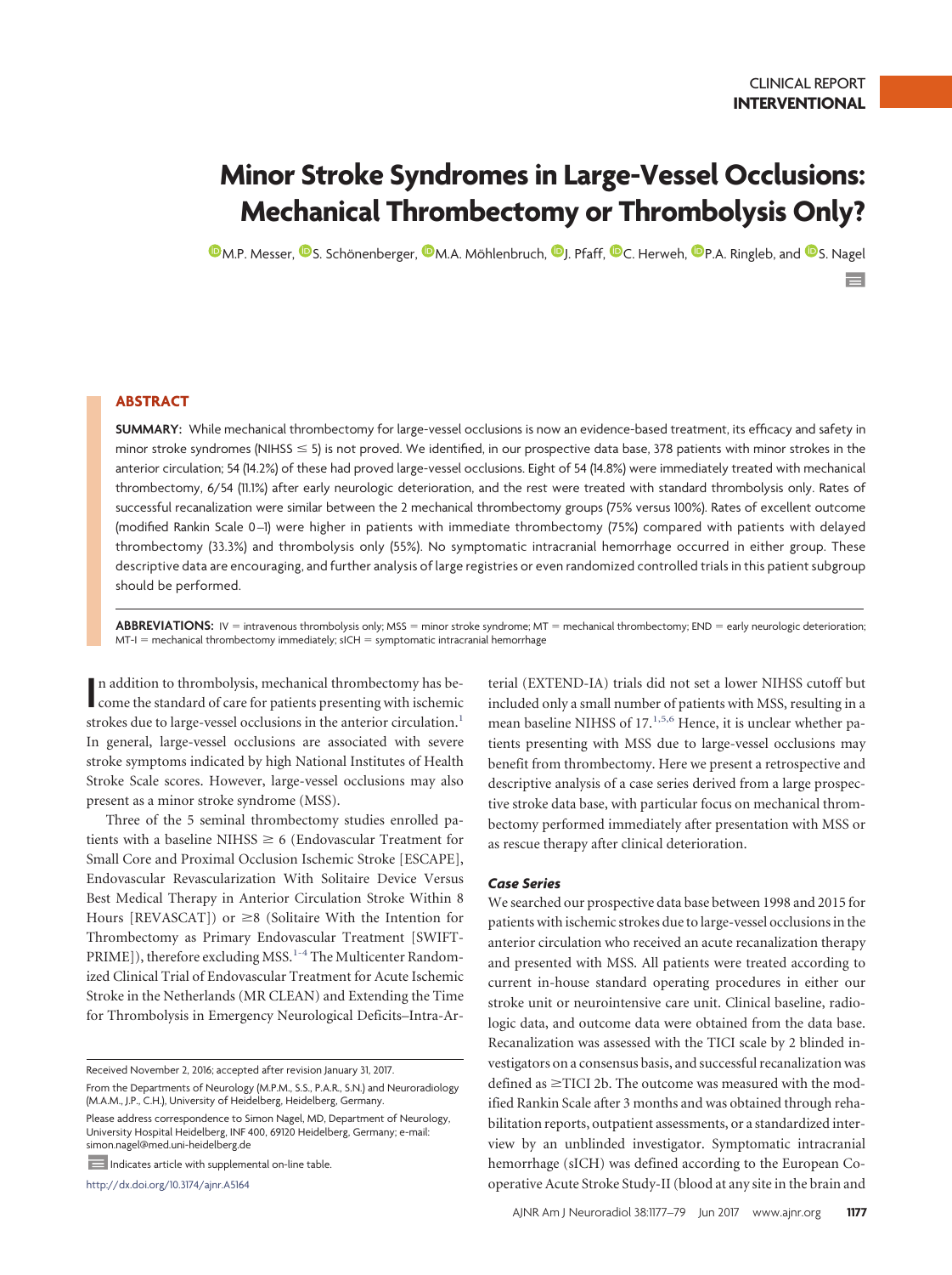CLINICAL REPORT
**INTERVENTIONAL**

# Minor Stroke Syndromes in Large-Vessel Occlusions: Mechanical Thrombectomy or Thrombolysis Only?

M.P. Messer, S. Schönenberger, M.A. Möhlenbruch, J. Pfaff, C. Herweh, P.A. Ringleb, and S. Nagel

## ABSTRACT

**SUMMARY:** While mechanical thrombectomy for large-vessel occlusions is now an evidence-based treatment, its efficacy and safety in minor stroke syndromes (NIHSS ≤ 5) is not proved. We identified, in our prospective data base, 378 patients with minor strokes in the anterior circulation; 54 (14.2%) of these had proved large-vessel occlusions. Eight of 54 (14.8%) were immediately treated with mechanical thrombectomy, 6/54 (11.1%) after early neurologic deterioration, and the rest were treated with standard thrombolysis only. Rates of successful recanalization were similar between the 2 mechanical thrombectomy groups (75% versus 100%). Rates of excellent outcome (modified Rankin Scale 0–1) were higher in patients with immediate thrombectomy (75%) compared with patients with delayed thrombectomy (33.3%) and thrombolysis only (55%). No symptomatic intracranial hemorrhage occurred in either group. These descriptive data are encouraging, and further analysis of large registries or even randomized controlled trials in this patient subgroup should be performed.

**ABBREVIATIONS:** IV = intravenous thrombolysis only; MSS = minor stroke syndrome; MT = mechanical thrombectomy; END = early neurologic deterioration; MT-I = mechanical thrombectomy immediately; sICH = symptomatic intracranial hemorrhage

In addition to thrombolysis, mechanical thrombectomy has become the standard of care for patients presenting with ischemic strokes due to large-vessel occlusions in the anterior circulation.[1] In general, large-vessel occlusions are associated with severe stroke symptoms indicated by high National Institutes of Health Stroke Scale scores. However, large-vessel occlusions may also present as a minor stroke syndrome (MSS).

Three of the 5 seminal thrombectomy studies enrolled patients with a baseline NIHSS ≥ 6 (Endovascular Treatment for Small Core and Proximal Occlusion Ischemic Stroke [ESCAPE], Endovascular Revascularization With Solitaire Device Versus Best Medical Therapy in Anterior Circulation Stroke Within 8 Hours [REVASCAT]) or ≥8 (Solitaire With the Intention for Thrombectomy as Primary Endovascular Treatment [SWIFT-PRIME]), therefore excluding MSS.[1-4] The Multicenter Randomized Clinical Trial of Endovascular Treatment for Acute Ischemic Stroke in the Netherlands (MR CLEAN) and Extending the Time for Thrombolysis in Emergency Neurological Deficits–Intra-Arterial (EXTEND-IA) trials did not set a lower NIHSS cutoff but included only a small number of patients with MSS, resulting in a mean baseline NIHSS of 17.[1,5,6] Hence, it is unclear whether patients presenting with MSS due to large-vessel occlusions may benefit from thrombectomy. Here we present a retrospective and descriptive analysis of a case series derived from a large prospective stroke data base, with particular focus on mechanical thrombectomy performed immediately after presentation with MSS or as rescue therapy after clinical deterioration.

### *Case Series*

We searched our prospective data base between 1998 and 2015 for patients with ischemic strokes due to large-vessel occlusions in the anterior circulation who received an acute recanalization therapy and presented with MSS. All patients were treated according to current in-house standard operating procedures in either our stroke unit or neurointensive care unit. Clinical baseline, radiologic data, and outcome data were obtained from the data base. Recanalization was assessed with the TICI scale by 2 blinded investigators on a consensus basis, and successful recanalization was defined as ≥TICI 2b. The outcome was measured with the modified Rankin Scale after 3 months and was obtained through rehabilitation reports, outpatient assessments, or a standardized interview by an unblinded investigator. Symptomatic intracranial hemorrhage (sICH) was defined according to the European Cooperative Acute Stroke Study-II (blood at any site in the brain and

Received November 2, 2016; accepted after revision January 31, 2017.

From the Departments of Neurology (M.P.M., S.S., P.A.R., S.N.) and Neuroradiology (M.A.M., J.P., C.H.), University of Heidelberg, Heidelberg, Germany.

Please address correspondence to Simon Nagel, MD, Department of Neurology, University Hospital Heidelberg, INF 400, 69120 Heidelberg, Germany; e-mail: simon.nagel@med.uni-heidelberg.de

Indicates article with supplemental on-line table.

http://dx.doi.org/10.3174/ajnr.A5164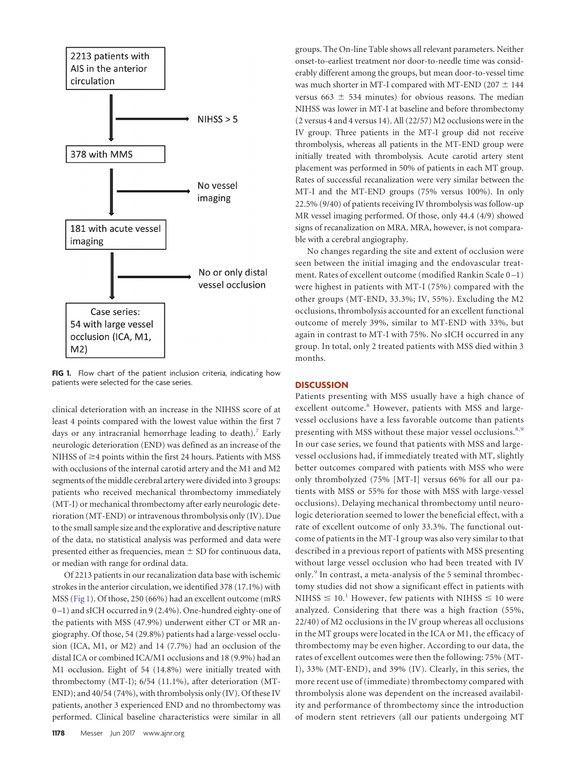2213 patients with AIS in the anterior circulation

→ NIHSS > 5

378 with MMS

→ No vessel imaging

181 with acute vessel imaging

→ No or only distal vessel occlusion

Case series: 54 with large vessel occlusion (ICA, M1, M2)

**FIG 1.** Flow chart of the patient inclusion criteria, indicating how patients were selected for the case series.

clinical deterioration with an increase in the NIHSS score of at least 4 points compared with the lowest value within the first 7 days or any intracranial hemorrhage leading to death).[7] Early neurologic deterioration (END) was defined as an increase of the NIHSS of ≥4 points within the first 24 hours. Patients with MSS with occlusions of the internal carotid artery and the M1 and M2 segments of the middle cerebral artery were divided into 3 groups: patients who received mechanical thrombectomy immediately (MT-I) or mechanical thrombectomy after early neurologic deterioration (MT-END) or intravenous thrombolysis only (IV). Due to the small sample size and the explorative and descriptive nature of the data, no statistical analysis was performed and data were presented either as frequencies, mean ± SD for continuous data, or median with range for ordinal data.

Of 2213 patients in our recanalization data base with ischemic strokes in the anterior circulation, we identified 378 (17.1%) with MSS (Fig 1). Of those, 250 (66%) had an excellent outcome (mRS 0–1) and sICH occurred in 9 (2.4%). One-hundred eighty-one of the patients with MSS (47.9%) underwent either CT or MR angiography. Of those, 54 (29.8%) patients had a large-vessel occlusion (ICA, M1, or M2) and 14 (7.7%) had an occlusion of the distal ICA or combined ICA/M1 occlusions and 18 (9.9%) had an M1 occlusion. Eight of 54 (14.8%) were initially treated with thrombectomy (MT-I); 6/54 (11.1%), after deterioration (MT-END); and 40/54 (74%), with thrombolysis only (IV). Of these IV patients, another 3 experienced END and no thrombectomy was performed. Clinical baseline characteristics were similar in all groups. The On-line Table shows all relevant parameters. Neither onset-to-earliest treatment nor door-to-needle time was considerably different among the groups, but mean door-to-vessel time was much shorter in MT-I compared with MT-END (207 ± 144 versus 663 ± 534 minutes) for obvious reasons. The median NIHSS was lower in MT-I at baseline and before thrombectomy (2 versus 4 and 4 versus 14). All (22/57) M2 occlusions were in the IV group. Three patients in the MT-I group did not receive thrombolysis, whereas all patients in the MT-END group were initially treated with thrombolysis. Acute carotid artery stent placement was performed in 50% of patients in each MT group. Rates of successful recanalization were very similar between the MT-I and the MT-END groups (75% versus 100%). In only 22.5% (9/40) of patients receiving IV thrombolysis was follow-up MR vessel imaging performed. Of those, only 44.4 (4/9) showed signs of recanalization on MRA. MRA, however, is not comparable with a cerebral angiography.

No changes regarding the site and extent of occlusion were seen between the initial imaging and the endovascular treatment. Rates of excellent outcome (modified Rankin Scale 0–1) were highest in patients with MT-I (75%) compared with the other groups (MT-END, 33.3%; IV, 55%). Excluding the M2 occlusions, thrombolysis accounted for an excellent functional outcome of merely 39%, similar to MT-END with 33%, but again in contrast to MT-I with 75%. No sICH occurred in any group. In total, only 2 treated patients with MSS died within 3 months.

## DISCUSSION

Patients presenting with MSS usually have a high chance of excellent outcome.[8] However, patients with MSS and large-vessel occlusions have a less favorable outcome than patients presenting with MSS without these major vessel occlusions.[8,9] In our case series, we found that patients with MSS and large-vessel occlusions had, if immediately treated with MT, slightly better outcomes compared with patients with MSS who were only thrombolyzed (75% [MT-I] versus 66% for all our patients with MSS or 55% for those with MSS with large-vessel occlusions). Delaying mechanical thrombectomy until neurologic deterioration seemed to lower the beneficial effect, with a rate of excellent outcome of only 33.3%. The functional outcome of patients in the MT-I group was also very similar to that described in a previous report of patients with MSS presenting without large vessel occlusion who had been treated with IV only.[9] In contrast, a meta-analysis of the 5 seminal thrombectomy studies did not show a significant effect in patients with NIHSS ≤ 10.[1] However, few patients with NIHSS ≤ 10 were analyzed. Considering that there was a high fraction (55%, 22/40) of M2 occlusions in the IV group whereas all occlusions in the MT groups were located in the ICA or M1, the efficacy of thrombectomy may be even higher. According to our data, the rates of excellent outcomes were then the following: 75% (MT-I), 33% (MT-END), and 39% (IV). Clearly, in this series, the more recent use of (immediate) thrombectomy compared with thrombolysis alone was dependent on the increased availability and performance of thrombectomy since the introduction of modern stent retrievers (all our patients undergoing MT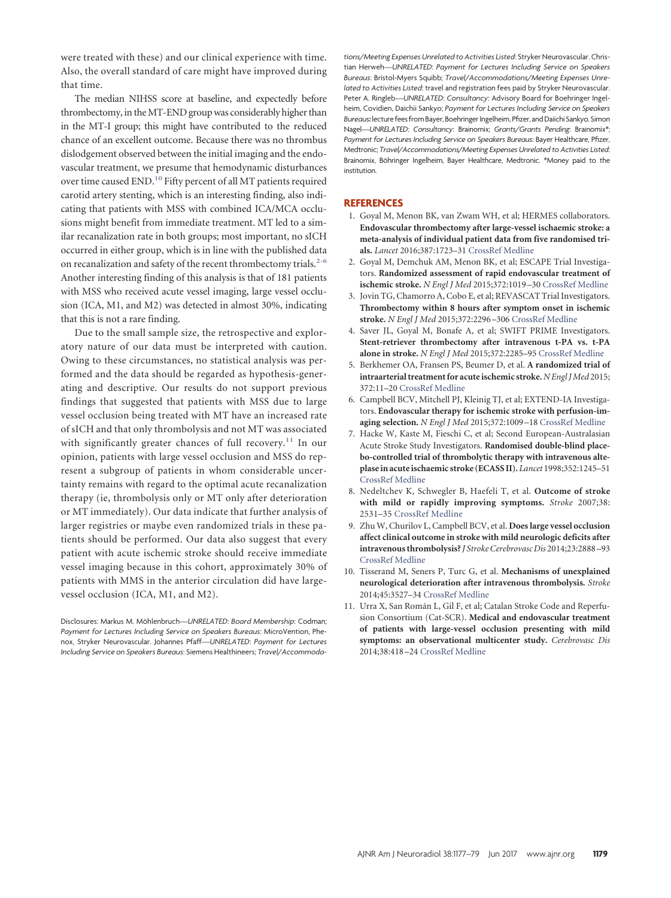were treated with these) and our clinical experience with time. Also, the overall standard of care might have improved during that time.

The median NIHSS score at baseline, and expectedly before thrombectomy, in the MT-END group was considerably higher than in the MT-I group; this might have contributed to the reduced chance of an excellent outcome. Because there was no thrombus dislodgement observed between the initial imaging and the endovascular treatment, we presume that hemodynamic disturbances over time caused END.[10] Fifty percent of all MT patients required carotid artery stenting, which is an interesting finding, also indicating that patients with MSS with combined ICA/MCA occlusions might benefit from immediate treatment. MT led to a similar recanalization rate in both groups; most important, no sICH occurred in either group, which is in line with the published data on recanalization and safety of the recent thrombectomy trials.[2-6] Another interesting finding of this analysis is that of 181 patients with MSS who received acute vessel imaging, large vessel occlusion (ICA, M1, and M2) was detected in almost 30%, indicating that this is not a rare finding.

Due to the small sample size, the retrospective and exploratory nature of our data must be interpreted with caution. Owing to these circumstances, no statistical analysis was performed and the data should be regarded as hypothesis-generating and descriptive. Our results do not support previous findings that suggested that patients with MSS due to large vessel occlusion being treated with MT have an increased rate of sICH and that only thrombolysis and not MT was associated with significantly greater chances of full recovery.[11] In our opinion, patients with large vessel occlusion and MSS do represent a subgroup of patients in whom considerable uncertainty remains with regard to the optimal acute recanalization therapy (ie, thrombolysis only or MT only after deterioration or MT immediately). Our data indicate that further analysis of larger registries or maybe even randomized trials in these patients should be performed. Our data also suggest that every patient with acute ischemic stroke should receive immediate vessel imaging because in this cohort, approximately 30% of patients with MMS in the anterior circulation did have large-vessel occlusion (ICA, M1, and M2).

Disclosures: Markus M. Möhlenbruch—*UNRELATED*: *Board Membership*: Codman; *Payment for Lectures Including Service on Speakers Bureaus*: MicroVention, Phenox, Stryker Neurovascular. Johannes Pfaff—*UNRELATED*: *Payment for Lectures Including Service on Speakers Bureaus*: Siemens Healthineers; *Travel/Accommodations/Meeting Expenses Unrelated to Activities Listed*: Stryker Neurovascular. Christian Herweh—*UNRELATED*: *Payment for Lectures Including Service on Speakers Bureaus*: Bristol-Myers Squibb; *Travel/Accommodations/Meeting Expenses Unrelated to Activities Listed*: travel and registration fees paid by Stryker Neurovascular. Peter A. Ringleb—*UNRELATED*: *Consultancy*: Advisory Board for Boehringer Ingelheim, Covidien, Daichii Sankyo; *Payment for Lectures Including Service on Speakers Bureaus*: lecture fees from Bayer, Boehringer Ingelheim, Pfizer, and Daiichi Sankyo. Simon Nagel—*UNRELATED*: *Consultancy*: Brainomix; *Grants/Grants Pending*: Brainomix*; *Payment for Lectures Including Service on Speakers Bureaus*: Bayer Healthcare, Pfizer, Medtronic; *Travel/Accommodations/Meeting Expenses Unrelated to Activities Listed*: Brainomix, Böhringer Ingelheim, Bayer Healthcare, Medtronic. *Money paid to the institution.

## REFERENCES

1. Goyal M, Menon BK, van Zwam WH, et al; HERMES collaborators. **Endovascular thrombectomy after large-vessel ischaemic stroke: a meta-analysis of individual patient data from five randomised trials.** *Lancet* 2016;387:1723–31 CrossRef Medline
2. Goyal M, Demchuk AM, Menon BK, et al; ESCAPE Trial Investigators. **Randomized assessment of rapid endovascular treatment of ischemic stroke.** *N Engl J Med* 2015;372:1019–30 CrossRef Medline
3. Jovin TG, Chamorro A, Cobo E, et al; REVASCAT Trial Investigators. **Thrombectomy within 8 hours after symptom onset in ischemic stroke.** *N Engl J Med* 2015;372:2296–306 CrossRef Medline
4. Saver JL, Goyal M, Bonafe A, et al; SWIFT PRIME Investigators. **Stent-retriever thrombectomy after intravenous t-PA vs. t-PA alone in stroke.** *N Engl J Med* 2015;372:2285–95 CrossRef Medline
5. Berkhemer OA, Fransen PS, Beumer D, et al. **A randomized trial of intraarterial treatment for acute ischemic stroke.** *N Engl J Med* 2015; 372:11–20 CrossRef Medline
6. Campbell BCV, Mitchell PJ, Kleinig TJ, et al; EXTEND-IA Investigators. **Endovascular therapy for ischemic stroke with perfusion-imaging selection.** *N Engl J Med* 2015;372:1009–18 CrossRef Medline
7. Hacke W, Kaste M, Fieschi C, et al; Second European-Australasian Acute Stroke Study Investigators. **Randomised double-blind placebo-controlled trial of thrombolytic therapy with intravenous alteplase in acute ischaemic stroke (ECASS II).** *Lancet* 1998;352:1245–51 CrossRef Medline
8. Nedeltchev K, Schwegler B, Haefeli T, et al. **Outcome of stroke with mild or rapidly improving symptoms.** *Stroke* 2007;38: 2531–35 CrossRef Medline
9. Zhu W, Churilov L, Campbell BCV, et al. **Does large vessel occlusion affect clinical outcome in stroke with mild neurologic deficits after intravenous thrombolysis?** *J Stroke Cerebrovasc Dis* 2014;23:2888–93 CrossRef Medline
10. Tisserand M, Seners P, Turc G, et al. **Mechanisms of unexplained neurological deterioration after intravenous thrombolysis.** *Stroke* 2014;45:3527–34 CrossRef Medline
11. Urra X, San Román L, Gil F, et al; Catalan Stroke Code and Reperfusion Consortium (Cat-SCR). **Medical and endovascular treatment of patients with large-vessel occlusion presenting with mild symptoms: an observational multicenter study.** *Cerebrovasc Dis* 2014;38:418–24 CrossRef Medline